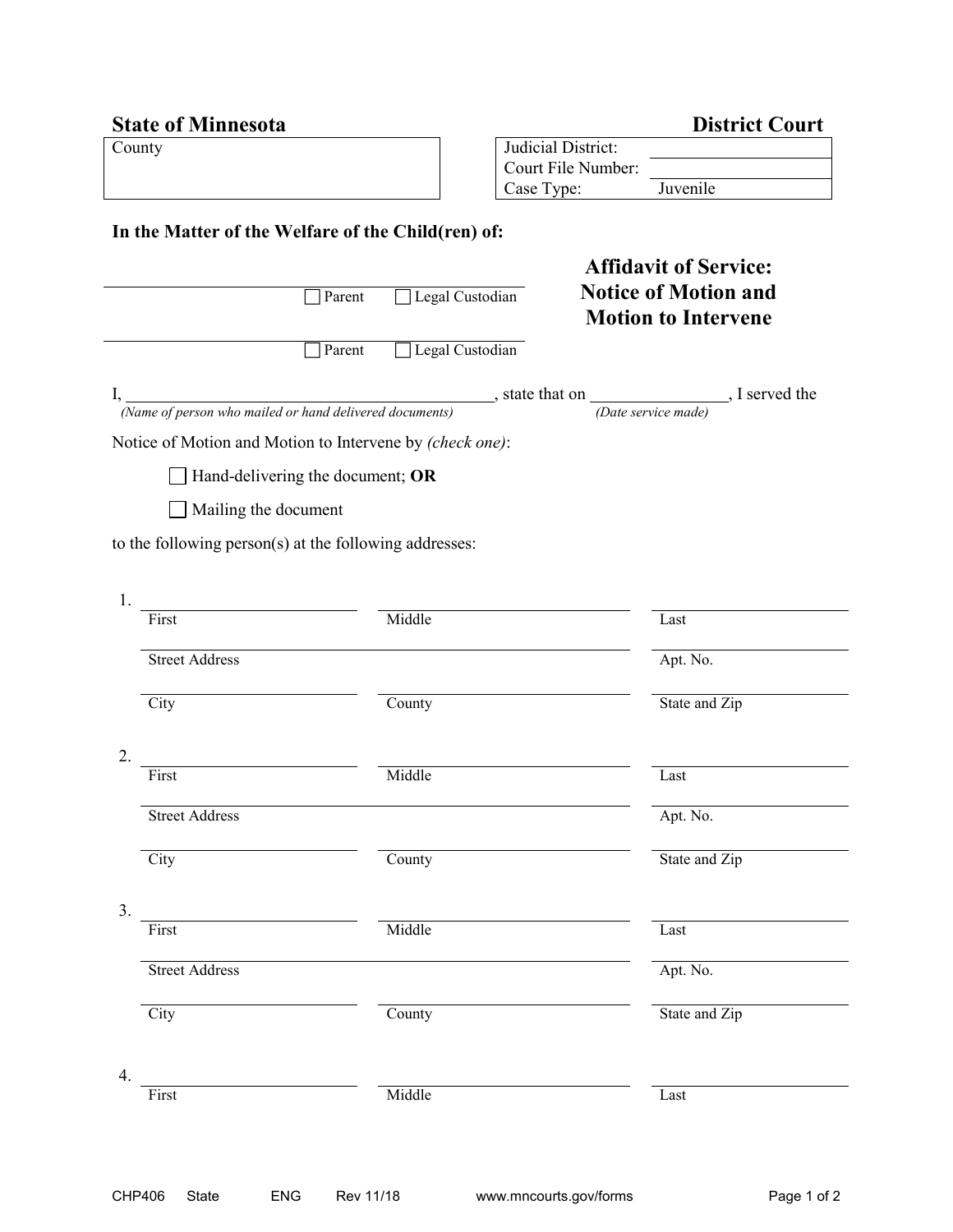**State of Minnesota** **District Court**

| County | |
|---|---|
| | |

| Judicial District: | |
|---|---|
| Court File Number: | |
| Case Type: | Juvenile |

**In the Matter of the Welfare of the Child(ren) of:**

______________________________ ☐ Parent ☐ Legal Custodian

______________________________ ☐ Parent ☐ Legal Custodian

## Affidavit of Service: Notice of Motion and Motion to Intervene

I, ______________________________ , state that on ________________, I served the
*(Name of person who mailed or hand delivered documents)* *(Date service made)*

Notice of Motion and Motion to Intervene by *(check one)*:

☐ Hand-delivering the document; **OR**

☐ Mailing the document

to the following person(s) at the following addresses:

1. ____________ ____________ ____________
First Middle Last
______________________________ ____________
Street Address Apt. No.
____________ ____________ ____________
City County State and Zip

2. ____________ ____________ ____________
First Middle Last
______________________________ ____________
Street Address Apt. No.
____________ ____________ ____________
City County State and Zip

3. ____________ ____________ ____________
First Middle Last
______________________________ ____________
Street Address Apt. No.
____________ ____________ ____________
City County State and Zip

4. ____________ ____________ ____________
First Middle Last

CHP406 State ENG Rev 11/18 www.mncourts.gov/forms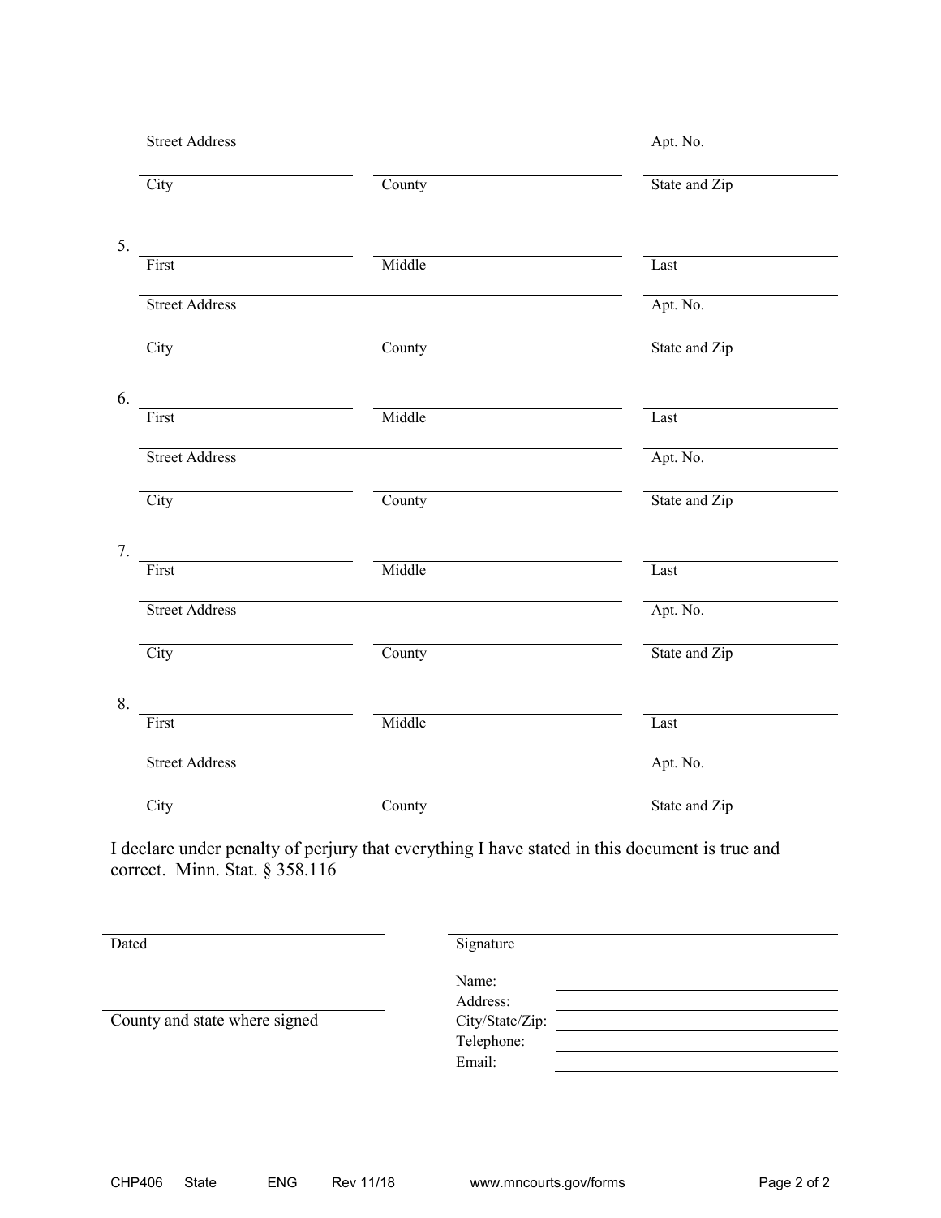Street Address ______________________________ Apt. No. __________

City ______________ County ______________ State and Zip __________

5. ______________ ______________ ______________

First Middle Last

Street Address ______________________________ Apt. No. __________

City ______________ County ______________ State and Zip __________

6. ______________ ______________ ______________

First Middle Last

Street Address ______________________________ Apt. No. __________

City ______________ County ______________ State and Zip __________

7. ______________ ______________ ______________

First Middle Last

Street Address ______________________________ Apt. No. __________

City ______________ County ______________ State and Zip __________

8. ______________ ______________ ______________

First Middle Last

Street Address ______________________________ Apt. No. __________

City ______________ County ______________ State and Zip __________

I declare under penalty of perjury that everything I have stated in this document is true and correct. Minn. Stat. § 358.116

______________________________
Dated

______________________________
County and state where signed

______________________________
Signature

Name: ______________________________
Address: ______________________________
City/State/Zip: ______________________________
Telephone: ______________________________
Email: ______________________________

CHP406 State ENG Rev 11/18 www.mncourts.gov/forms